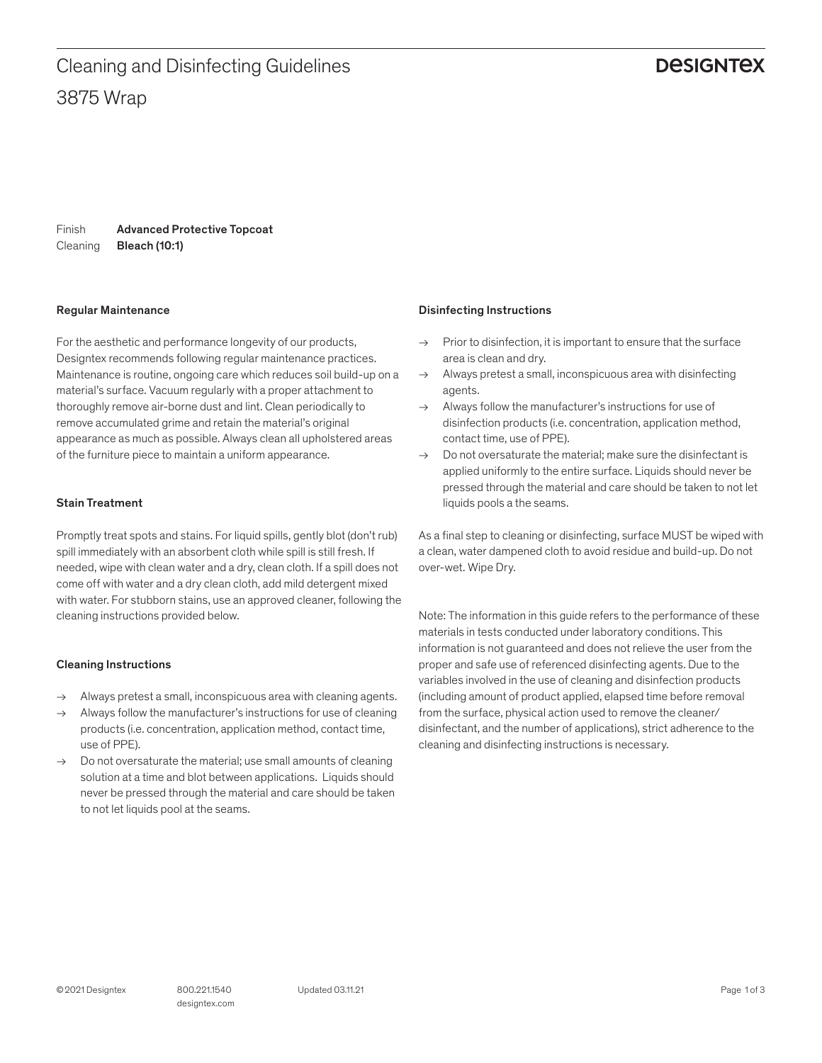# Cleaning and Disinfecting Guidelines

## 3875 Wrap

DESIGNTEX

| Finish | **Advanced Protective Topcoat** |
| --- | --- |
| Cleaning | **Bleach (10:1)** |

**Regular Maintenance**

For the aesthetic and performance longevity of our products, Designtex recommends following regular maintenance practices. Maintenance is routine, ongoing care which reduces soil build-up on a material's surface. Vacuum regularly with a proper attachment to thoroughly remove air-borne dust and lint. Clean periodically to remove accumulated grime and retain the material's original appearance as much as possible. Always clean all upholstered areas of the furniture piece to maintain a uniform appearance.

**Stain Treatment**

Promptly treat spots and stains. For liquid spills, gently blot (don't rub) spill immediately with an absorbent cloth while spill is still fresh. If needed, wipe with clean water and a dry, clean cloth. If a spill does not come off with water and a dry clean cloth, add mild detergent mixed with water. For stubborn stains, use an approved cleaner, following the cleaning instructions provided below.

**Cleaning Instructions**

→ Always pretest a small, inconspicuous area with cleaning agents.
→ Always follow the manufacturer's instructions for use of cleaning products (i.e. concentration, application method, contact time, use of PPE).
→ Do not oversaturate the material; use small amounts of cleaning solution at a time and blot between applications. Liquids should never be pressed through the material and care should be taken to not let liquids pool at the seams.

**Disinfecting Instructions**

→ Prior to disinfection, it is important to ensure that the surface area is clean and dry.
→ Always pretest a small, inconspicuous area with disinfecting agents.
→ Always follow the manufacturer's instructions for use of disinfection products (i.e. concentration, application method, contact time, use of PPE).
→ Do not oversaturate the material; make sure the disinfectant is applied uniformly to the entire surface. Liquids should never be pressed through the material and care should be taken to not let liquids pools a the seams.

As a final step to cleaning or disinfecting, surface MUST be wiped with a clean, water dampened cloth to avoid residue and build-up. Do not over-wet. Wipe Dry.

Note: The information in this guide refers to the performance of these materials in tests conducted under laboratory conditions. This information is not guaranteed and does not relieve the user from the proper and safe use of referenced disinfecting agents. Due to the variables involved in the use of cleaning and disinfection products (including amount of product applied, elapsed time before removal from the surface, physical action used to remove the cleaner/disinfectant, and the number of applications), strict adherence to the cleaning and disinfecting instructions is necessary.

© 2021 Designtex 800.221.1540 designtex.com Updated 03.11.21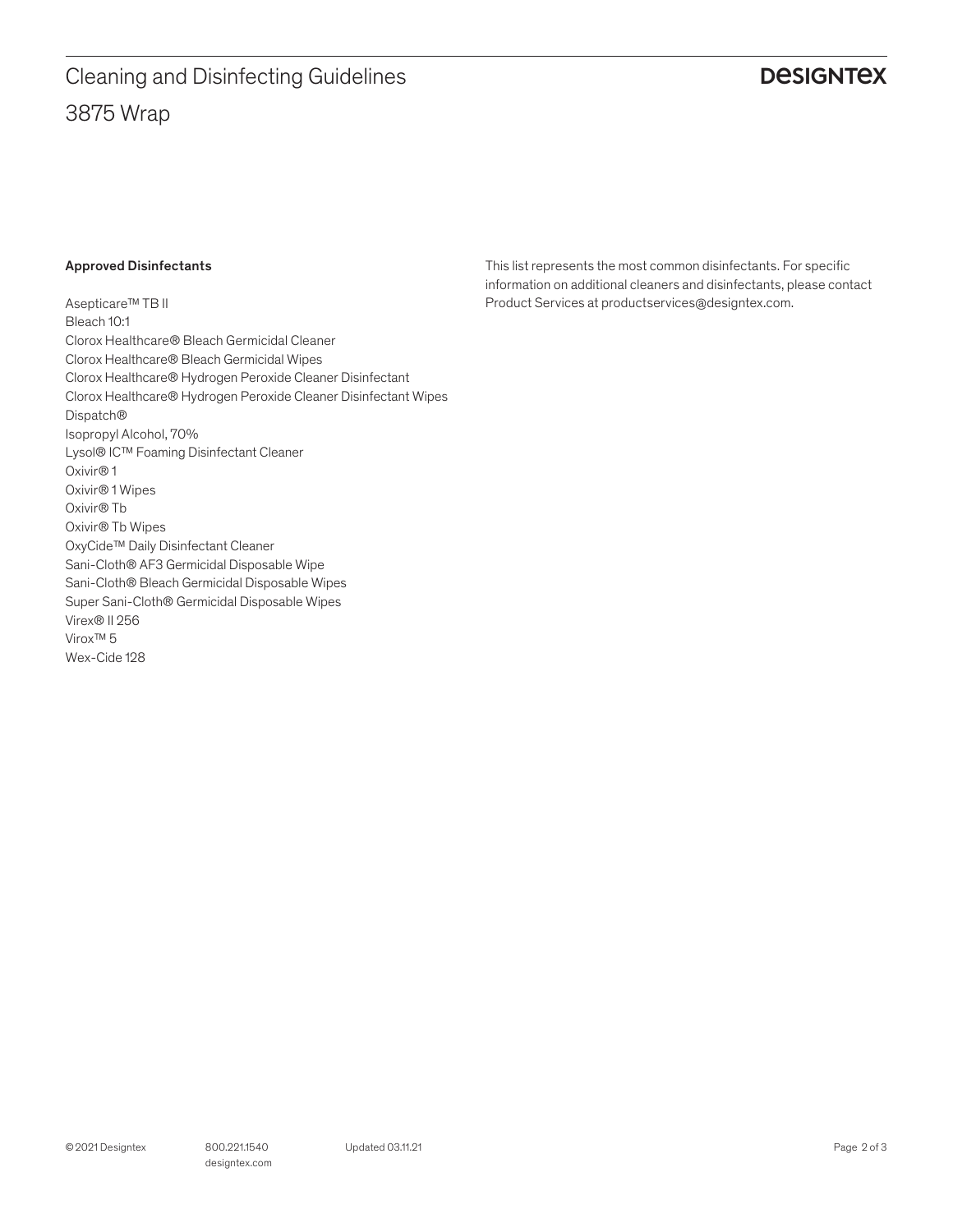# Cleaning and Disinfecting Guidelines

## 3875 Wrap

**Approved Disinfectants**

Asepticare™ TB II
Bleach 10:1
Clorox Healthcare® Bleach Germicidal Cleaner
Clorox Healthcare® Bleach Germicidal Wipes
Clorox Healthcare® Hydrogen Peroxide Cleaner Disinfectant
Clorox Healthcare® Hydrogen Peroxide Cleaner Disinfectant Wipes
Dispatch®
Isopropyl Alcohol, 70%
Lysol® IC™ Foaming Disinfectant Cleaner
Oxivir® 1
Oxivir® 1 Wipes
Oxivir® Tb
Oxivir® Tb Wipes
OxyCide™ Daily Disinfectant Cleaner
Sani-Cloth® AF3 Germicidal Disposable Wipe
Sani-Cloth® Bleach Germicidal Disposable Wipes
Super Sani-Cloth® Germicidal Disposable Wipes
Virex® II 256
Virox™ 5
Wex-Cide 128

This list represents the most common disinfectants. For specific information on additional cleaners and disinfectants, please contact Product Services at productservices@designtex.com.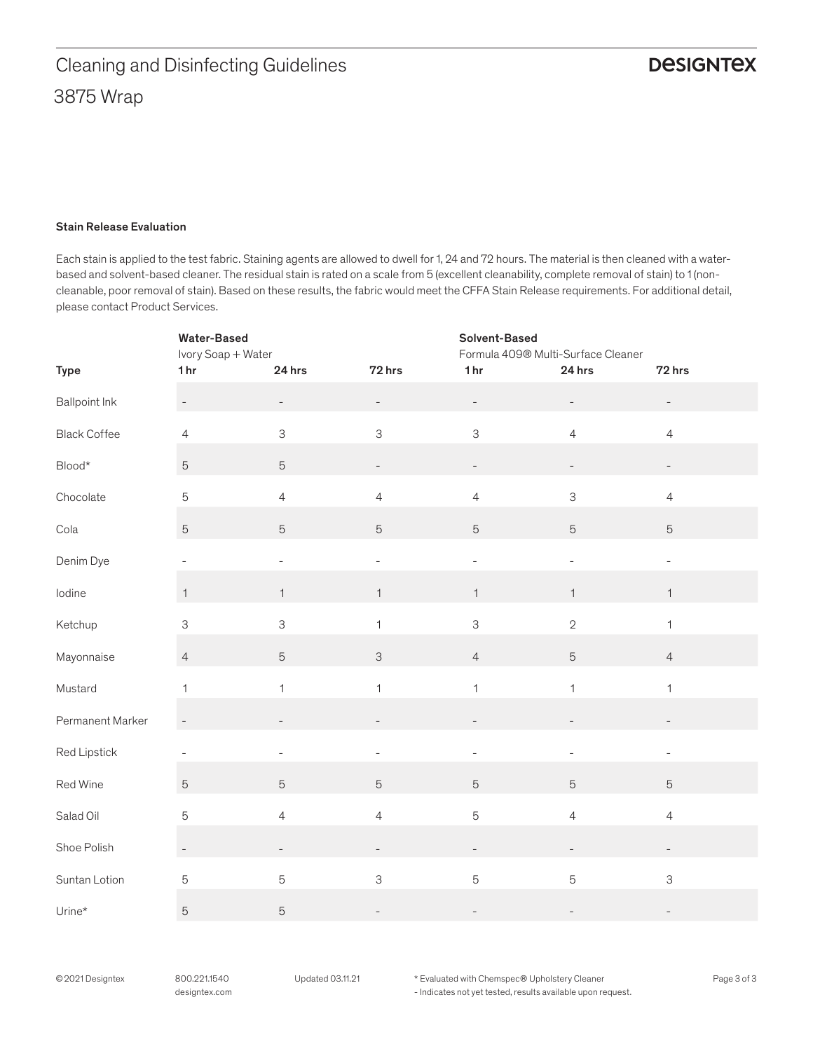# Cleaning and Disinfecting Guidelines

## 3875 Wrap

**DESIGNTEX**

### Stain Release Evaluation

Each stain is applied to the test fabric. Staining agents are allowed to dwell for 1, 24 and 72 hours. The material is then cleaned with a water-based and solvent-based cleaner. The residual stain is rated on a scale from 5 (excellent cleanability, complete removal of stain) to 1 (non-cleanable, poor removal of stain). Based on these results, the fabric would meet the CFFA Stain Release requirements. For additional detail, please contact Product Services.

| | **Water-Based** Ivory Soap + Water | | | **Solvent-Based** Formula 409® Multi-Surface Cleaner | | |
|---|---|---|---|---|---|---|
| **Type** | **1 hr** | **24 hrs** | **72 hrs** | **1 hr** | **24 hrs** | **72 hrs** |
| Ballpoint Ink | - | - | - | - | - | - |
| Black Coffee | 4 | 3 | 3 | 3 | 4 | 4 |
| Blood* | 5 | 5 | - | - | - | - |
| Chocolate | 5 | 4 | 4 | 4 | 3 | 4 |
| Cola | 5 | 5 | 5 | 5 | 5 | 5 |
| Denim Dye | - | - | - | - | - | - |
| Iodine | 1 | 1 | 1 | 1 | 1 | 1 |
| Ketchup | 3 | 3 | 1 | 3 | 2 | 1 |
| Mayonnaise | 4 | 5 | 3 | 4 | 5 | 4 |
| Mustard | 1 | 1 | 1 | 1 | 1 | 1 |
| Permanent Marker | - | - | - | - | - | - |
| Red Lipstick | - | - | - | - | - | - |
| Red Wine | 5 | 5 | 5 | 5 | 5 | 5 |
| Salad Oil | 5 | 4 | 4 | 5 | 4 | 4 |
| Shoe Polish | - | - | - | - | - | - |
| Suntan Lotion | 5 | 5 | 3 | 5 | 5 | 3 |
| Urine* | 5 | 5 | - | - | - | - |

* Evaluated with Chemspec® Upholstery Cleaner
- Indicates not yet tested, results available upon request.

© 2021 Designtex 800.221.1540 designtex.com Updated 03.11.21